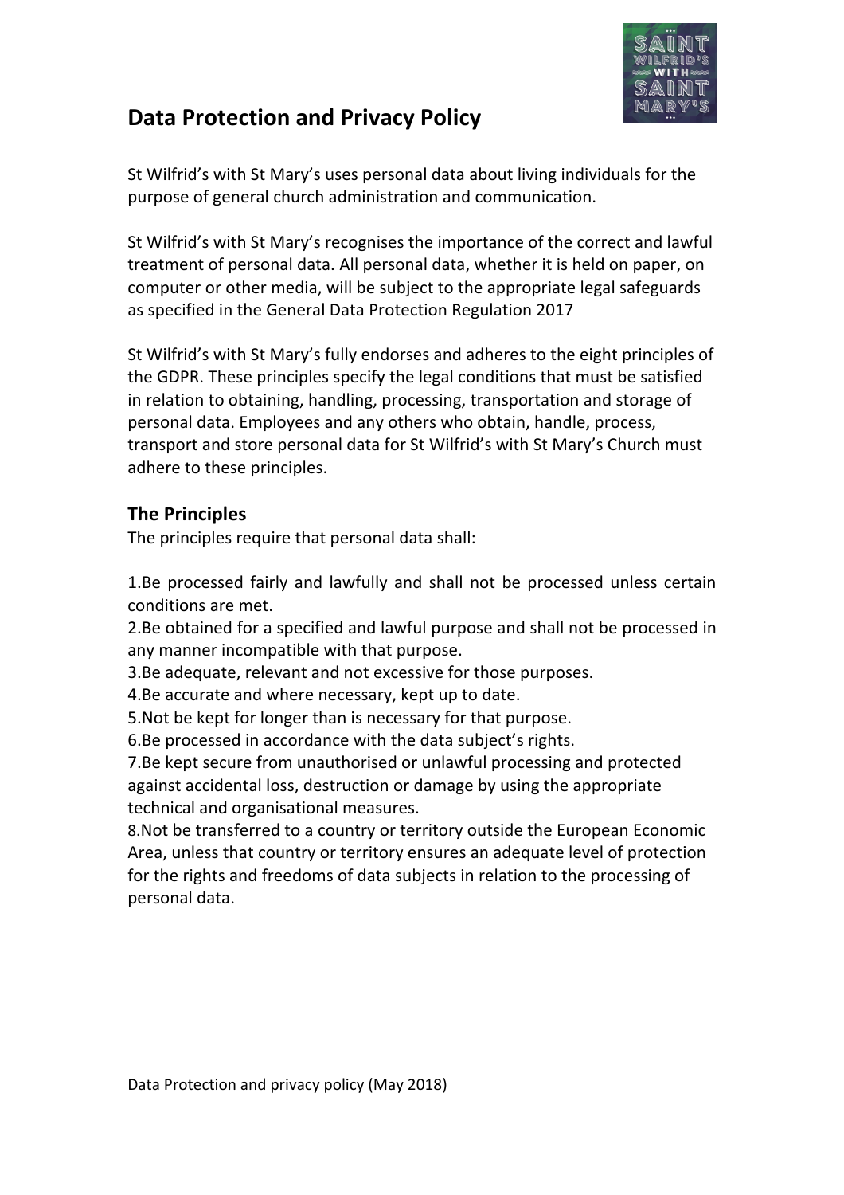# Data Protection and Privacy Policy

St Wilfrid's with St Mary's uses personal data about living individuals for the purpose of general church administration and communication.

St Wilfrid's with St Mary's recognises the importance of the correct and lawful treatment of personal data. All personal data, whether it is held on paper, on computer or other media, will be subject to the appropriate legal safeguards as specified in the General Data Protection Regulation 2017

St Wilfrid's with St Mary's fully endorses and adheres to the eight principles of the GDPR. These principles specify the legal conditions that must be satisfied in relation to obtaining, handling, processing, transportation and storage of personal data. Employees and any others who obtain, handle, process, transport and store personal data for St Wilfrid's with St Mary's Church must adhere to these principles.

## The Principles

The principles require that personal data shall:

1. Be processed fairly and lawfully and shall not be processed unless certain conditions are met.
2. Be obtained for a specified and lawful purpose and shall not be processed in any manner incompatible with that purpose.
3. Be adequate, relevant and not excessive for those purposes.
4. Be accurate and where necessary, kept up to date.
5. Not be kept for longer than is necessary for that purpose.
6. Be processed in accordance with the data subject's rights.
7. Be kept secure from unauthorised or unlawful processing and protected against accidental loss, destruction or damage by using the appropriate technical and organisational measures.
8. Not be transferred to a country or territory outside the European Economic Area, unless that country or territory ensures an adequate level of protection for the rights and freedoms of data subjects in relation to the processing of personal data.

Data Protection and privacy policy (May 2018)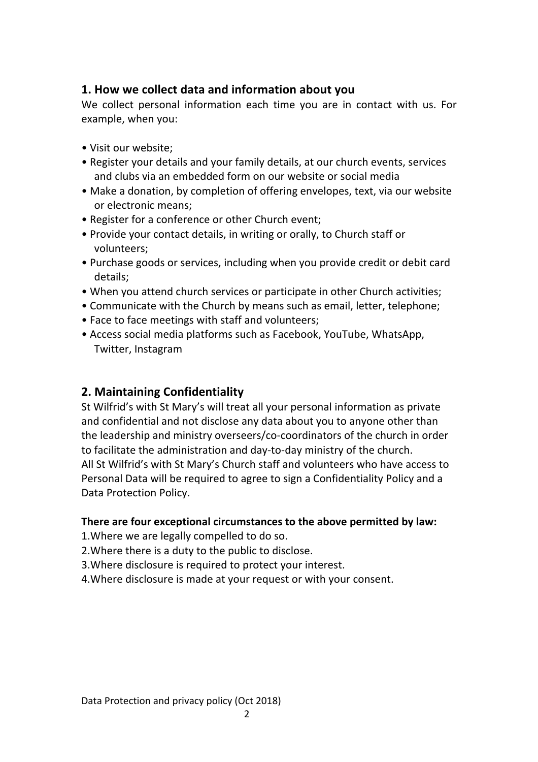## 1. How we collect data and information about you

We collect personal information each time you are in contact with us. For example, when you:

- Visit our website;
- Register your details and your family details, at our church events, services and clubs via an embedded form on our website or social media
- Make a donation, by completion of offering envelopes, text, via our website or electronic means;
- Register for a conference or other Church event;
- Provide your contact details, in writing or orally, to Church staff or volunteers;
- Purchase goods or services, including when you provide credit or debit card details;
- When you attend church services or participate in other Church activities;
- Communicate with the Church by means such as email, letter, telephone;
- Face to face meetings with staff and volunteers;
- Access social media platforms such as Facebook, YouTube, WhatsApp, Twitter, Instagram

## 2. Maintaining Confidentiality

St Wilfrid's with St Mary's will treat all your personal information as private and confidential and not disclose any data about you to anyone other than the leadership and ministry overseers/co-coordinators of the church in order to facilitate the administration and day-to-day ministry of the church.
All St Wilfrid's with St Mary's Church staff and volunteers who have access to Personal Data will be required to agree to sign a Confidentiality Policy and a Data Protection Policy.

**There are four exceptional circumstances to the above permitted by law:**

1. Where we are legally compelled to do so.
2. Where there is a duty to the public to disclose.
3. Where disclosure is required to protect your interest.
4. Where disclosure is made at your request or with your consent.

Data Protection and privacy policy (Oct 2018)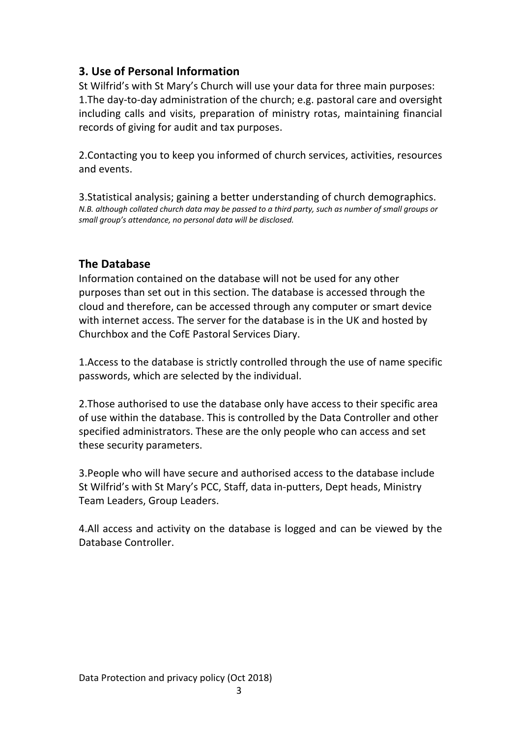## 3. Use of Personal Information

St Wilfrid's with St Mary's Church will use your data for three main purposes:
1.The day-to-day administration of the church; e.g. pastoral care and oversight including calls and visits, preparation of ministry rotas, maintaining financial records of giving for audit and tax purposes.

2.Contacting you to keep you informed of church services, activities, resources and events.

3.Statistical analysis; gaining a better understanding of church demographics.
*N.B. although collated church data may be passed to a third party, such as number of small groups or small group's attendance, no personal data will be disclosed.*

## The Database

Information contained on the database will not be used for any other purposes than set out in this section. The database is accessed through the cloud and therefore, can be accessed through any computer or smart device with internet access. The server for the database is in the UK and hosted by Churchbox and the CofE Pastoral Services Diary.

1.Access to the database is strictly controlled through the use of name specific passwords, which are selected by the individual.

2.Those authorised to use the database only have access to their specific area of use within the database. This is controlled by the Data Controller and other specified administrators. These are the only people who can access and set these security parameters.

3.People who will have secure and authorised access to the database include St Wilfrid's with St Mary's PCC, Staff, data in-putters, Dept heads, Ministry Team Leaders, Group Leaders.

4.All access and activity on the database is logged and can be viewed by the Database Controller.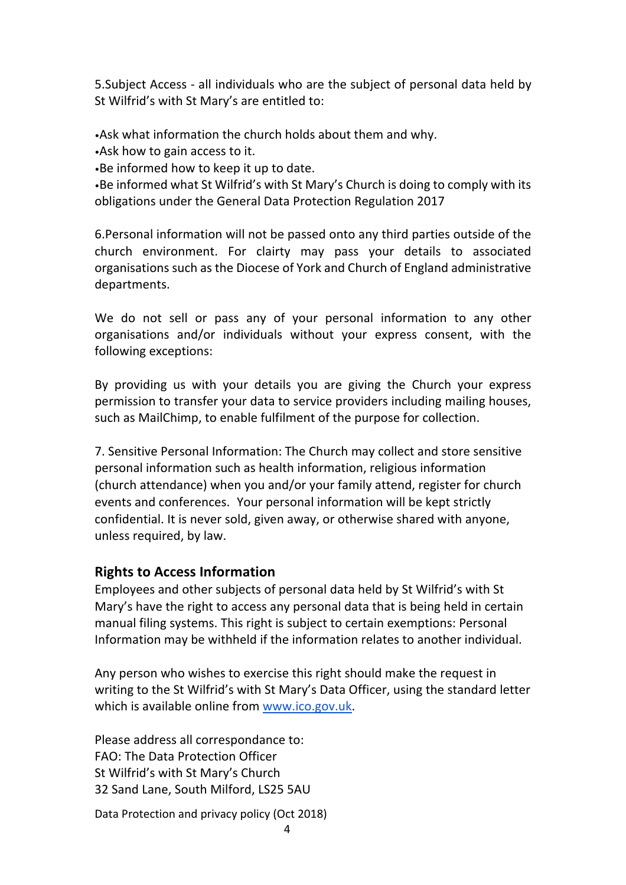5.Subject Access - all individuals who are the subject of personal data held by St Wilfrid's with St Mary's are entitled to:

- Ask what information the church holds about them and why.
- Ask how to gain access to it.
- Be informed how to keep it up to date.
- Be informed what St Wilfrid's with St Mary's Church is doing to comply with its obligations under the General Data Protection Regulation 2017

6.Personal information will not be passed onto any third parties outside of the church environment. For clairty may pass your details to associated organisations such as the Diocese of York and Church of England administrative departments.

We do not sell or pass any of your personal information to any other organisations and/or individuals without your express consent, with the following exceptions:

By providing us with your details you are giving the Church your express permission to transfer your data to service providers including mailing houses, such as MailChimp, to enable fulfilment of the purpose for collection.

7. Sensitive Personal Information: The Church may collect and store sensitive personal information such as health information, religious information (church attendance) when you and/or your family attend, register for church events and conferences. Your personal information will be kept strictly confidential. It is never sold, given away, or otherwise shared with anyone, unless required, by law.

## Rights to Access Information

Employees and other subjects of personal data held by St Wilfrid's with St Mary's have the right to access any personal data that is being held in certain manual filing systems. This right is subject to certain exemptions: Personal Information may be withheld if the information relates to another individual.

Any person who wishes to exercise this right should make the request in writing to the St Wilfrid's with St Mary's Data Officer, using the standard letter which is available online from www.ico.gov.uk.

Please address all correspondance to:
FAO: The Data Protection Officer
St Wilfrid's with St Mary's Church
32 Sand Lane, South Milford, LS25 5AU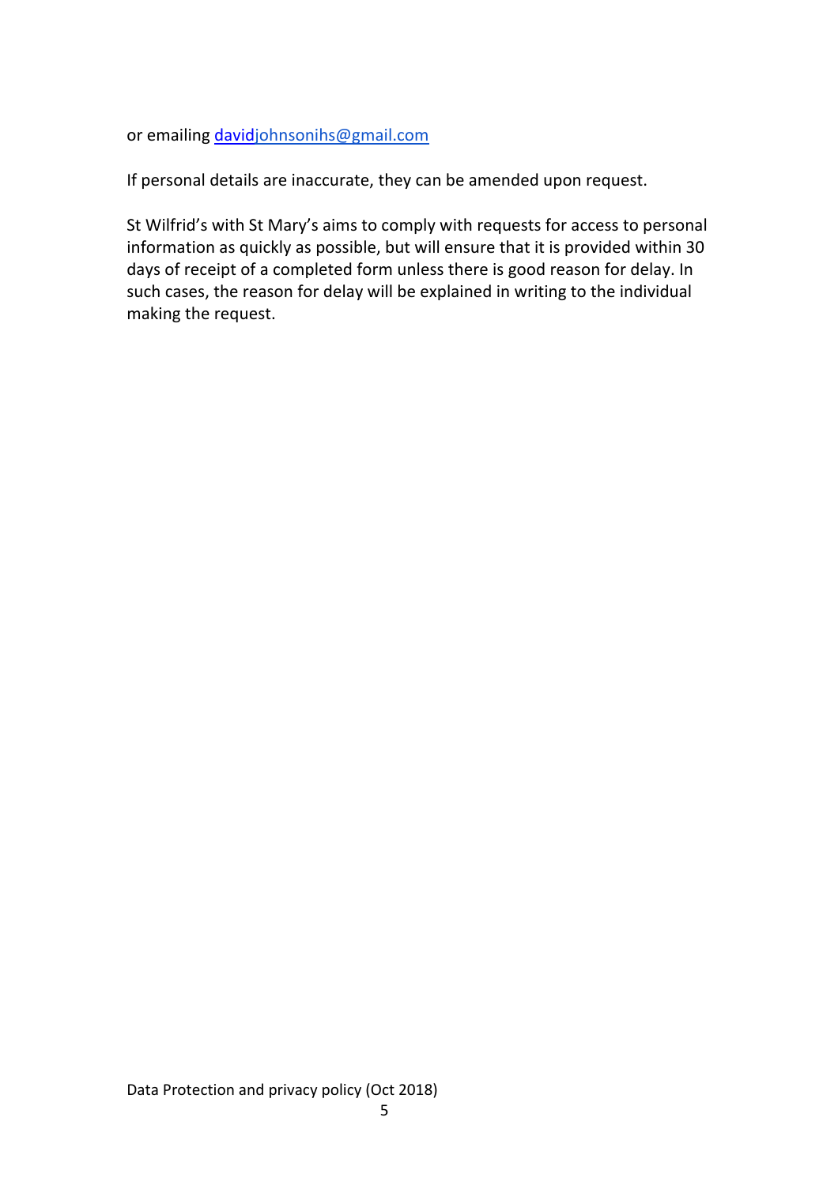or emailing davidjohnsonihs@gmail.com

If personal details are inaccurate, they can be amended upon request.

St Wilfrid's with St Mary's aims to comply with requests for access to personal information as quickly as possible, but will ensure that it is provided within 30 days of receipt of a completed form unless there is good reason for delay. In such cases, the reason for delay will be explained in writing to the individual making the request.